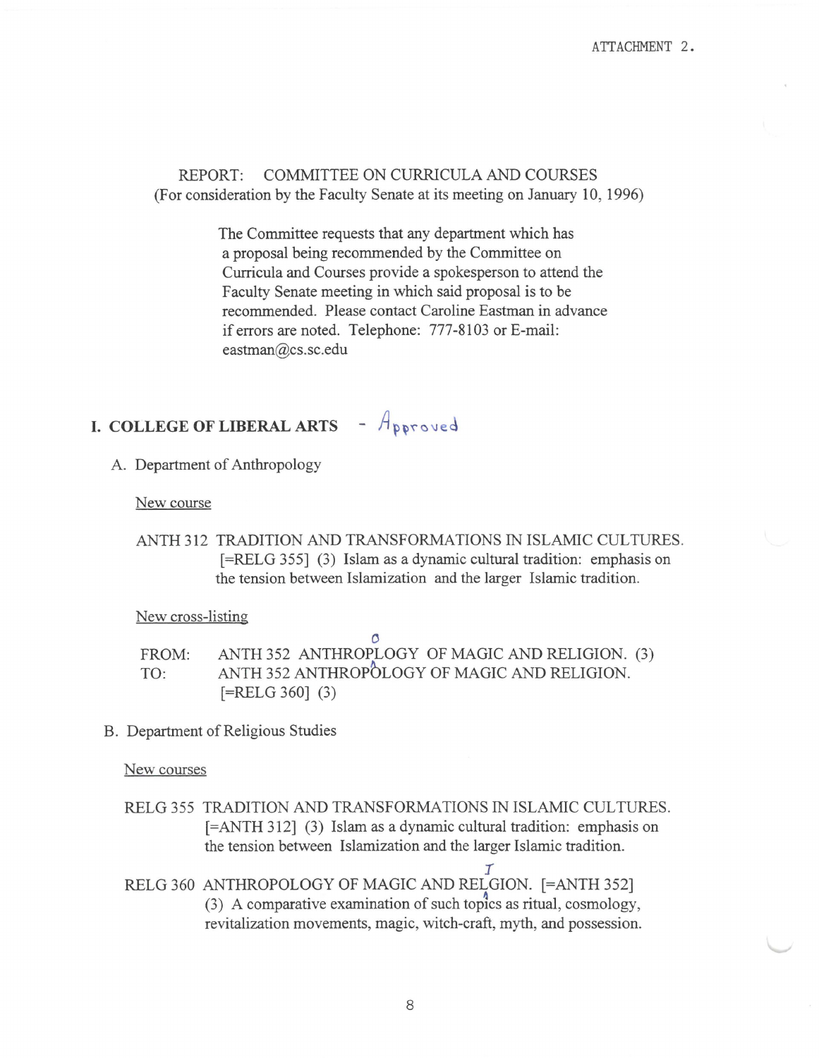ATTACHMENT 2.

REPORT: COMMITTEE ON CURRICULA AND COURSES
(For consideration by the Faculty Senate at its meeting on January 10, 1996)

The Committee requests that any department which has a proposal being recommended by the Committee on Curricula and Courses provide a spokesperson to attend the Faculty Senate meeting in which said proposal is to be recommended. Please contact Caroline Eastman in advance if errors are noted. Telephone: 777-8103 or E-mail: eastman@cs.sc.edu

## I. COLLEGE OF LIBERAL ARTS - Approved

### A. Department of Anthropology

New course

ANTH 312 TRADITION AND TRANSFORMATIONS IN ISLAMIC CULTURES. [=RELG 355] (3) Islam as a dynamic cultural tradition: emphasis on the tension between Islamization and the larger Islamic tradition.

New cross-listing

FROM: ANTH 352 ANTHROPLOGY OF MAGIC AND RELIGION. (3)
TO: ANTH 352 ANTHROPOLOGY OF MAGIC AND RELIGION. [=RELG 360] (3)

### B. Department of Religious Studies

New courses

RELG 355 TRADITION AND TRANSFORMATIONS IN ISLAMIC CULTURES. [=ANTH 312] (3) Islam as a dynamic cultural tradition: emphasis on the tension between Islamization and the larger Islamic tradition.

RELG 360 ANTHROPOLOGY OF MAGIC AND RELIGION. [=ANTH 352] (3) A comparative examination of such topics as ritual, cosmology, revitalization movements, magic, witch-craft, myth, and possession.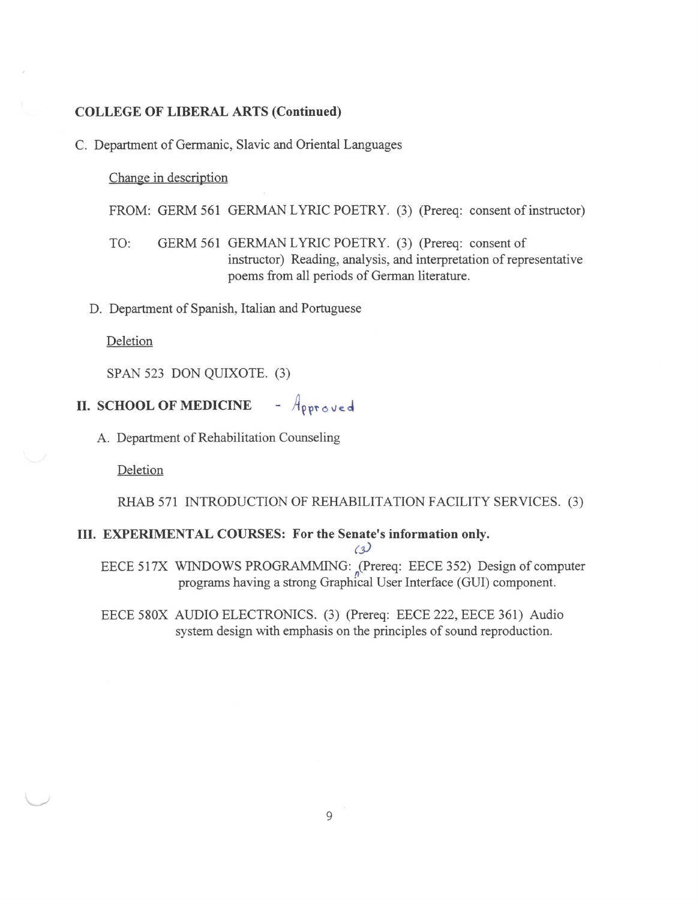**COLLEGE OF LIBERAL ARTS (Continued)**

C. Department of Germanic, Slavic and Oriental Languages

<u>Change in description</u>

FROM: GERM 561 GERMAN LYRIC POETRY. (3) (Prereq: consent of instructor)

TO: GERM 561 GERMAN LYRIC POETRY. (3) (Prereq: consent of instructor) Reading, analysis, and interpretation of representative poems from all periods of German literature.

D. Department of Spanish, Italian and Portuguese

<u>Deletion</u>

SPAN 523 DON QUIXOTE. (3)

## II. SCHOOL OF MEDICINE - Approved

A. Department of Rehabilitation Counseling

<u>Deletion</u>

RHAB 571 INTRODUCTION OF REHABILITATION FACILITY SERVICES. (3)

## III. EXPERIMENTAL COURSES: For the Senate's information only.

EECE 517X WINDOWS PROGRAMMING: (3) (Prereq: EECE 352) Design of computer programs having a strong Graphical User Interface (GUI) component.

EECE 580X AUDIO ELECTRONICS. (3) (Prereq: EECE 222, EECE 361) Audio system design with emphasis on the principles of sound reproduction.